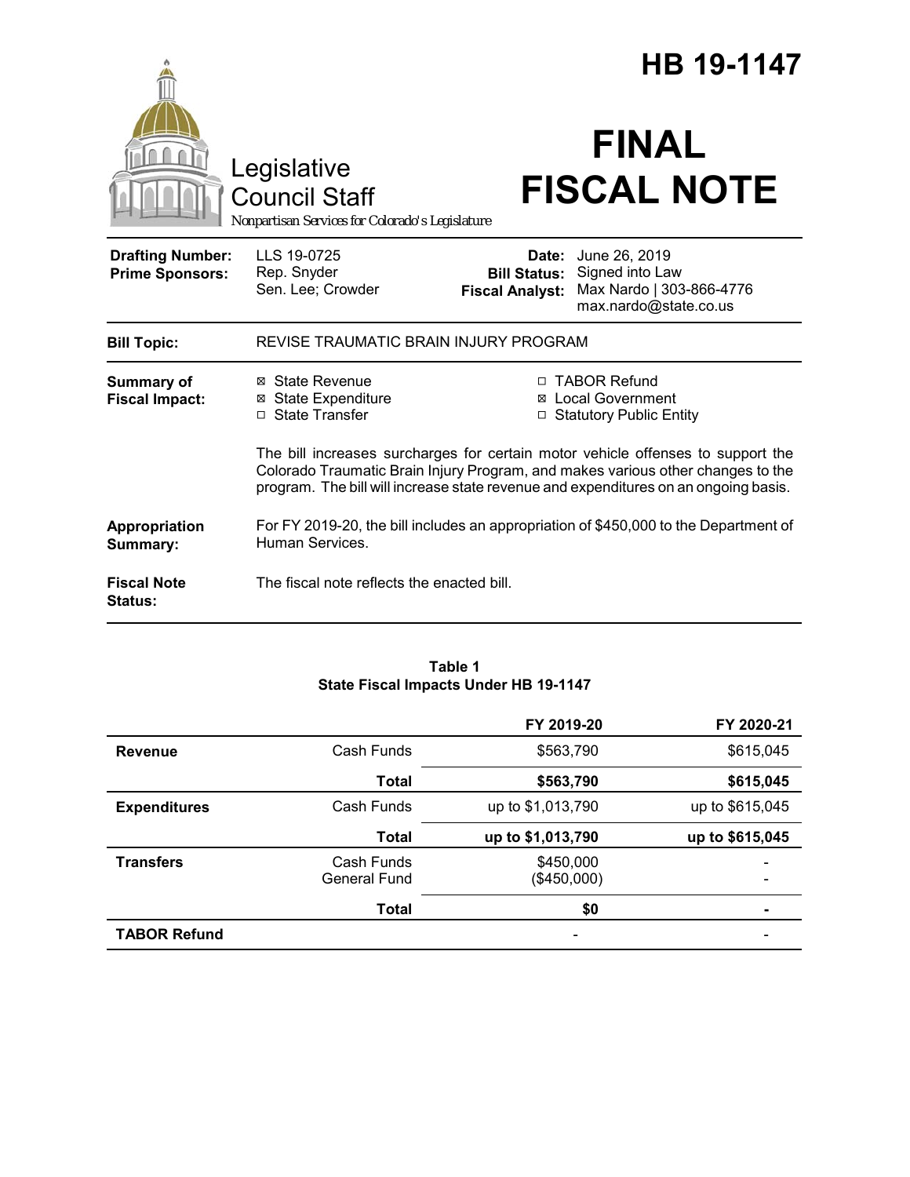# HB 19-1147

Legislative Council Staff

*Nonpartisan Services for Colorado's Legislature*

# FINAL FISCAL NOTE

| | | | |
|---|---|---|---|
| **Drafting Number:** | LLS 19-0725 | **Date:** | June 26, 2019 |
| **Prime Sponsors:** | Rep. Snyder<br>Sen. Lee; Crowder | **Bill Status:** | Signed into Law |
| | | **Fiscal Analyst:** | Max Nardo \| 303-866-4776<br>max.nardo@state.co.us |

| | |
|---|---|
| **Bill Topic:** | REVISE TRAUMATIC BRAIN INJURY PROGRAM |
| **Summary of Fiscal Impact:** | ☒ State Revenue ☒ State Expenditure ☐ State Transfer ☐ TABOR Refund ☒ Local Government ☐ Statutory Public Entity<br><br>The bill increases surcharges for certain motor vehicle offenses to support the Colorado Traumatic Brain Injury Program, and makes various other changes to the program. The bill will increase state revenue and expenditures on an ongoing basis. |
| **Appropriation Summary:** | For FY 2019-20, the bill includes an appropriation of $450,000 to the Department of Human Services. |
| **Fiscal Note Status:** | The fiscal note reflects the enacted bill. |

**Table 1**
**State Fiscal Impacts Under HB 19-1147**

| | | FY 2019-20 | FY 2020-21 |
|---|---|---|---|
| **Revenue** | Cash Funds | $563,790 | $615,045 |
| | **Total** | **$563,790** | **$615,045** |
| **Expenditures** | Cash Funds | up to $1,013,790 | up to $615,045 |
| | **Total** | **up to $1,013,790** | **up to $615,045** |
| **Transfers** | Cash Funds<br>General Fund | $450,000<br>($450,000) | -<br>- |
| | **Total** | **$0** | **-** |
| **TABOR Refund** | | - | - |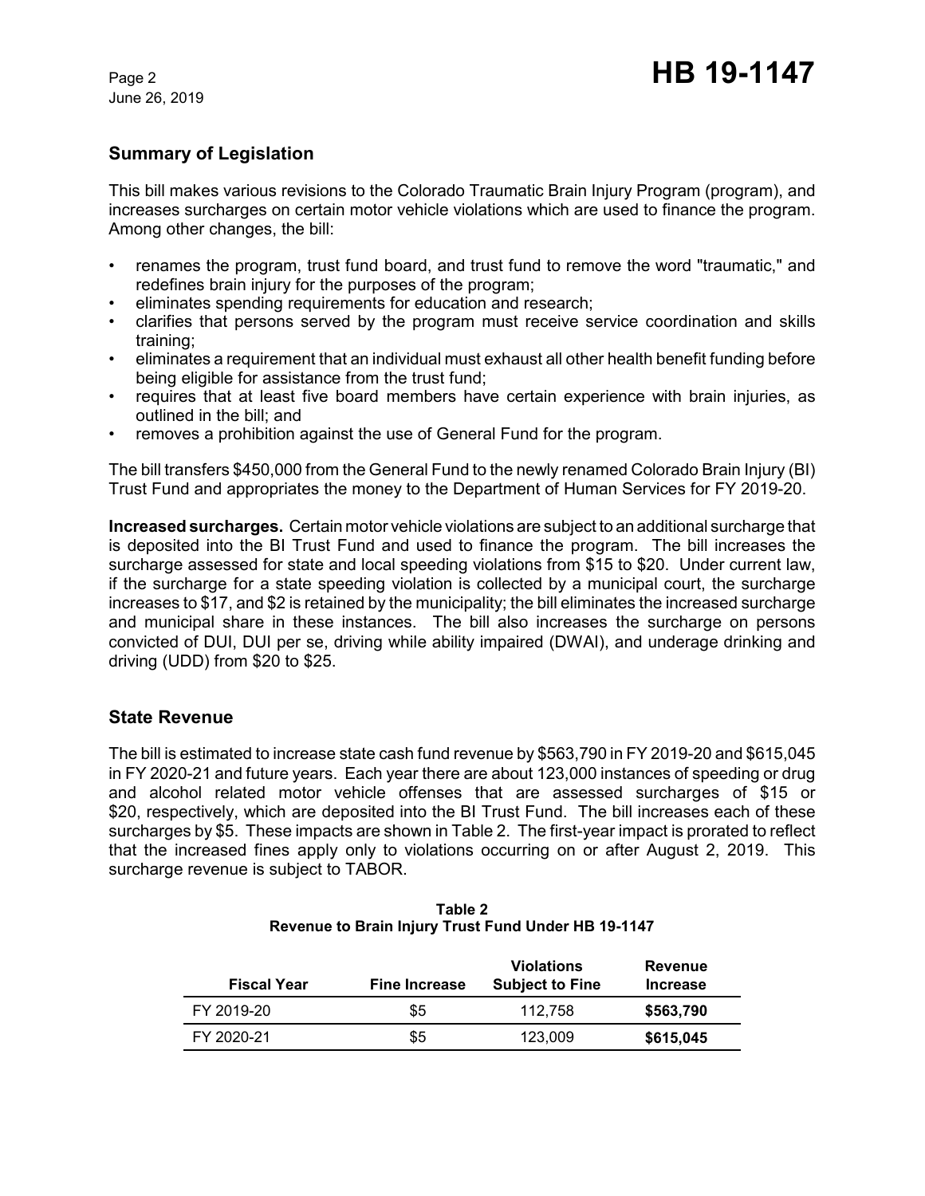## Summary of Legislation

This bill makes various revisions to the Colorado Traumatic Brain Injury Program (program), and increases surcharges on certain motor vehicle violations which are used to finance the program. Among other changes, the bill:

- renames the program, trust fund board, and trust fund to remove the word "traumatic," and redefines brain injury for the purposes of the program;
- eliminates spending requirements for education and research;
- clarifies that persons served by the program must receive service coordination and skills training;
- eliminates a requirement that an individual must exhaust all other health benefit funding before being eligible for assistance from the trust fund;
- requires that at least five board members have certain experience with brain injuries, as outlined in the bill; and
- removes a prohibition against the use of General Fund for the program.

The bill transfers $450,000 from the General Fund to the newly renamed Colorado Brain Injury (BI) Trust Fund and appropriates the money to the Department of Human Services for FY 2019-20.

**Increased surcharges.** Certain motor vehicle violations are subject to an additional surcharge that is deposited into the BI Trust Fund and used to finance the program. The bill increases the surcharge assessed for state and local speeding violations from $15 to $20. Under current law, if the surcharge for a state speeding violation is collected by a municipal court, the surcharge increases to $17, and $2 is retained by the municipality; the bill eliminates the increased surcharge and municipal share in these instances. The bill also increases the surcharge on persons convicted of DUI, DUI per se, driving while ability impaired (DWAI), and underage drinking and driving (UDD) from $20 to $25.

## State Revenue

The bill is estimated to increase state cash fund revenue by $563,790 in FY 2019-20 and $615,045 in FY 2020-21 and future years. Each year there are about 123,000 instances of speeding or drug and alcohol related motor vehicle offenses that are assessed surcharges of $15 or $20, respectively, which are deposited into the BI Trust Fund. The bill increases each of these surcharges by $5. These impacts are shown in Table 2. The first-year impact is prorated to reflect that the increased fines apply only to violations occurring on or after August 2, 2019. This surcharge revenue is subject to TABOR.

**Table 2**
**Revenue to Brain Injury Trust Fund Under HB 19-1147**

| Fiscal Year | Fine Increase | Violations Subject to Fine | Revenue Increase |
|---|---|---|---|
| FY 2019-20 | $5 | 112,758 | **$563,790** |
| FY 2020-21 | $5 | 123,009 | **$615,045** |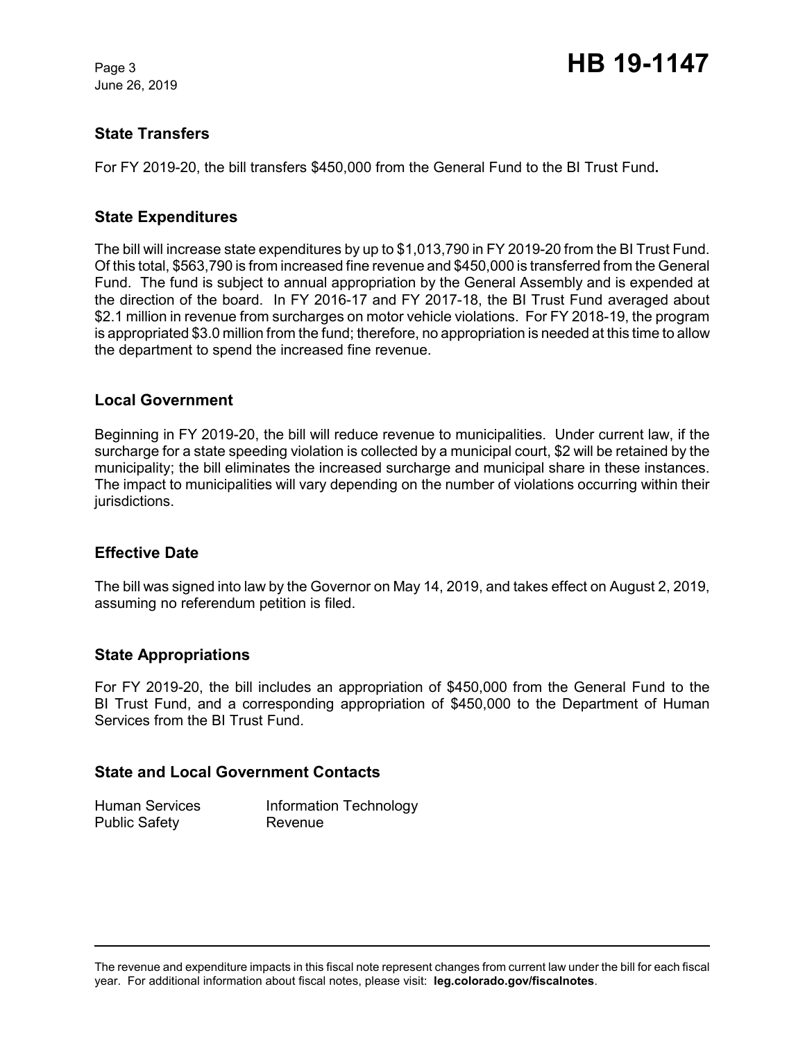## State Transfers

For FY 2019-20, the bill transfers $450,000 from the General Fund to the BI Trust Fund**.**

## State Expenditures

The bill will increase state expenditures by up to $1,013,790 in FY 2019-20 from the BI Trust Fund. Of this total, $563,790 is from increased fine revenue and $450,000 is transferred from the General Fund. The fund is subject to annual appropriation by the General Assembly and is expended at the direction of the board. In FY 2016-17 and FY 2017-18, the BI Trust Fund averaged about $2.1 million in revenue from surcharges on motor vehicle violations. For FY 2018-19, the program is appropriated $3.0 million from the fund; therefore, no appropriation is needed at this time to allow the department to spend the increased fine revenue.

## Local Government

Beginning in FY 2019-20, the bill will reduce revenue to municipalities. Under current law, if the surcharge for a state speeding violation is collected by a municipal court, $2 will be retained by the municipality; the bill eliminates the increased surcharge and municipal share in these instances. The impact to municipalities will vary depending on the number of violations occurring within their jurisdictions.

## Effective Date

The bill was signed into law by the Governor on May 14, 2019, and takes effect on August 2, 2019, assuming no referendum petition is filed.

## State Appropriations

For FY 2019-20, the bill includes an appropriation of $450,000 from the General Fund to the BI Trust Fund, and a corresponding appropriation of $450,000 to the Department of Human Services from the BI Trust Fund.

## State and Local Government Contacts

| | |
|---|---|
| Human Services | Information Technology |
| Public Safety | Revenue |

The revenue and expenditure impacts in this fiscal note represent changes from current law under the bill for each fiscal year. For additional information about fiscal notes, please visit: **leg.colorado.gov/fiscalnotes**.